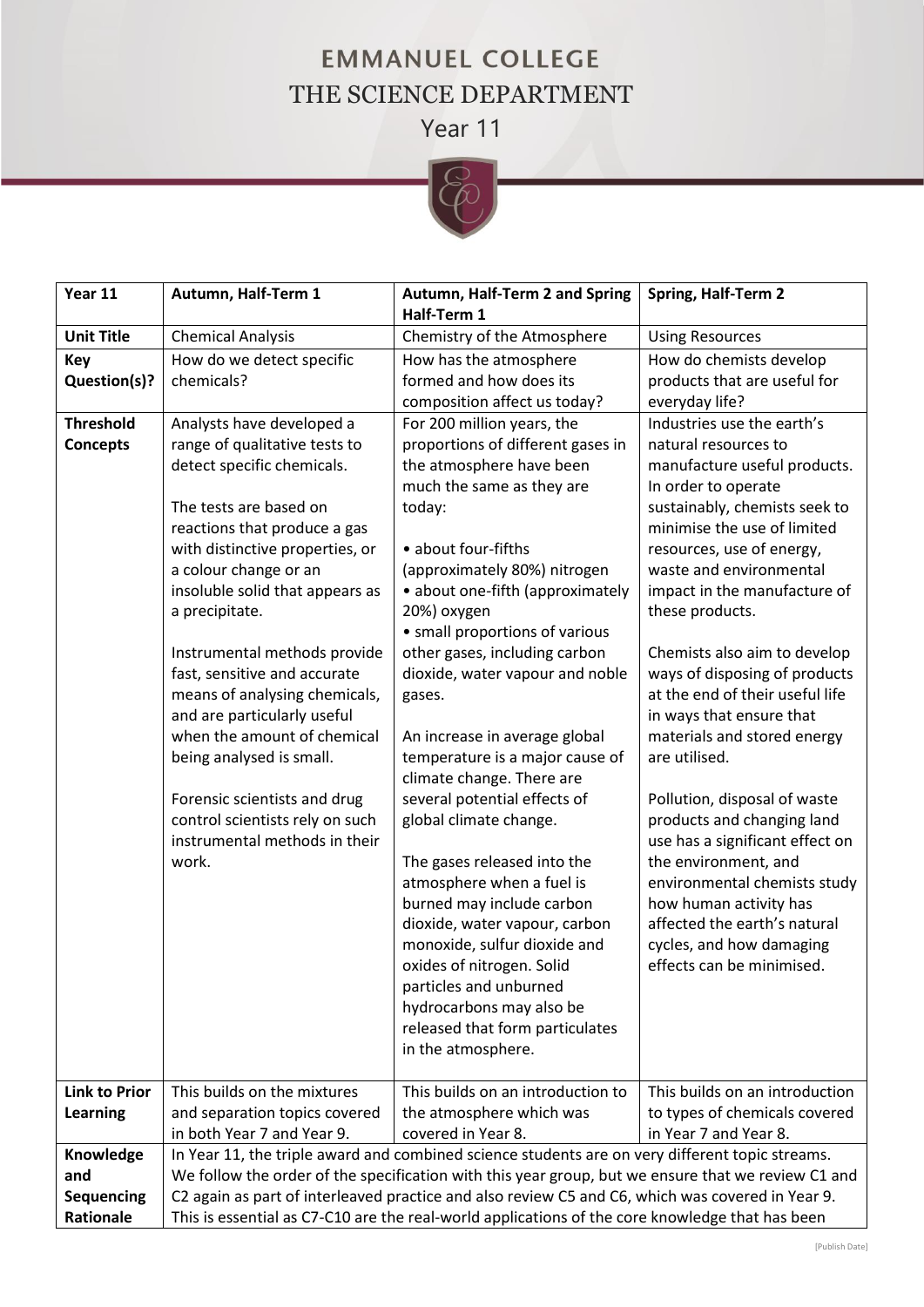# EMMANUEL COLLEGE
## THE SCIENCE DEPARTMENT
### Year 11

| Year 11 | Autumn, Half-Term 1 | Autumn, Half-Term 2 and Spring Half-Term 1 | Spring, Half-Term 2 |
|---|---|---|---|
| **Unit Title** | Chemical Analysis | Chemistry of the Atmosphere | Using Resources |
| **Key Question(s)?** | How do we detect specific chemicals? | How has the atmosphere formed and how does its composition affect us today? | How do chemists develop products that are useful for everyday life? |
| **Threshold Concepts** | Analysts have developed a range of qualitative tests to detect specific chemicals.<br><br>The tests are based on reactions that produce a gas with distinctive properties, or a colour change or an insoluble solid that appears as a precipitate.<br><br>Instrumental methods provide fast, sensitive and accurate means of analysing chemicals, and are particularly useful when the amount of chemical being analysed is small.<br><br>Forensic scientists and drug control scientists rely on such instrumental methods in their work. | For 200 million years, the proportions of different gases in the atmosphere have been much the same as they are today:<br><br>• about four-fifths (approximately 80%) nitrogen<br>• about one-fifth (approximately 20%) oxygen<br>• small proportions of various other gases, including carbon dioxide, water vapour and noble gases.<br><br>An increase in average global temperature is a major cause of climate change. There are several potential effects of global climate change.<br><br>The gases released into the atmosphere when a fuel is burned may include carbon dioxide, water vapour, carbon monoxide, sulfur dioxide and oxides of nitrogen. Solid particles and unburned hydrocarbons may also be released that form particulates in the atmosphere. | Industries use the earth's natural resources to manufacture useful products. In order to operate sustainably, chemists seek to minimise the use of limited resources, use of energy, waste and environmental impact in the manufacture of these products.<br><br>Chemists also aim to develop ways of disposing of products at the end of their useful life in ways that ensure that materials and stored energy are utilised.<br><br>Pollution, disposal of waste products and changing land use has a significant effect on the environment, and environmental chemists study how human activity has affected the earth's natural cycles, and how damaging effects can be minimised. |
| **Link to Prior Learning** | This builds on the mixtures and separation topics covered in both Year 7 and Year 9. | This builds on an introduction to the atmosphere which was covered in Year 8. | This builds on an introduction to types of chemicals covered in Year 7 and Year 8. |
| **Knowledge and Sequencing Rationale** | In Year 11, the triple award and combined science students are on very different topic streams. We follow the order of the specification with this year group, but we ensure that we review C1 and C2 again as part of interleaved practice and also review C5 and C6, which was covered in Year 9. This is essential as C7-C10 are the real-world applications of the core knowledge that has been | | |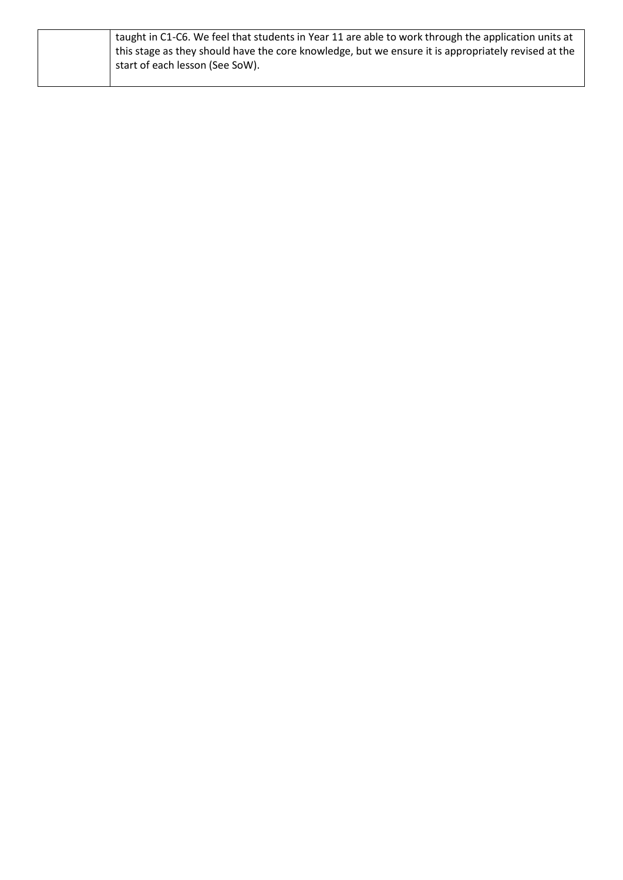| | |
|---|---|
| | taught in C1-C6. We feel that students in Year 11 are able to work through the application units at this stage as they should have the core knowledge, but we ensure it is appropriately revised at the start of each lesson (See SoW). |